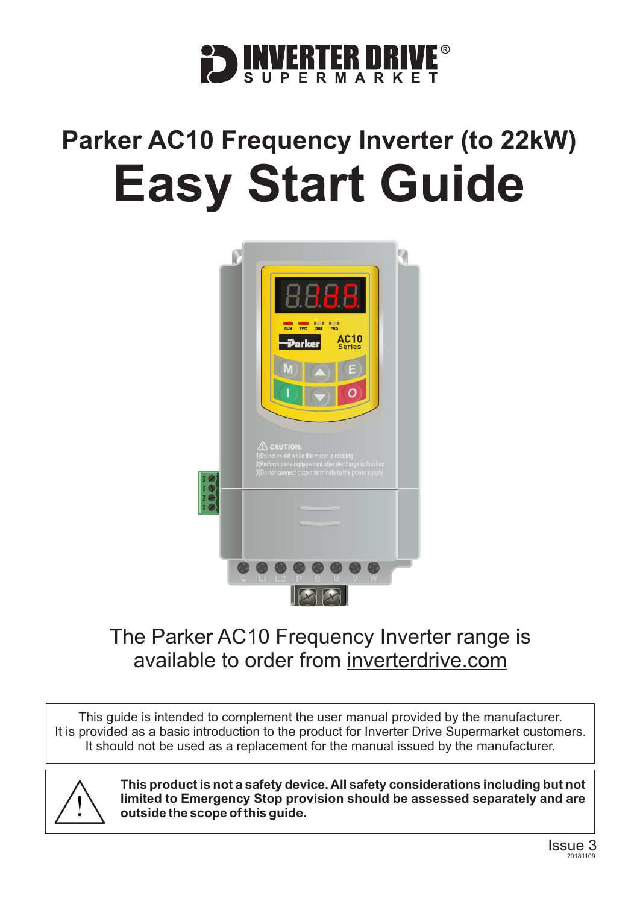# Parker AC10 Frequency Inverter (to 22kW)

# Easy Start Guide

The Parker AC10 Frequency Inverter range is available to order from inverterdrive.com

This guide is intended to complement the user manual provided by the manufacturer.
It is provided as a basic introduction to the product for Inverter Drive Supermarket customers.
It should not be used as a replacement for the manual issued by the manufacturer.

**This product is not a safety device. All safety considerations including but not limited to Emergency Stop provision should be assessed separately and are outside the scope of this guide.**

Issue 3
20181109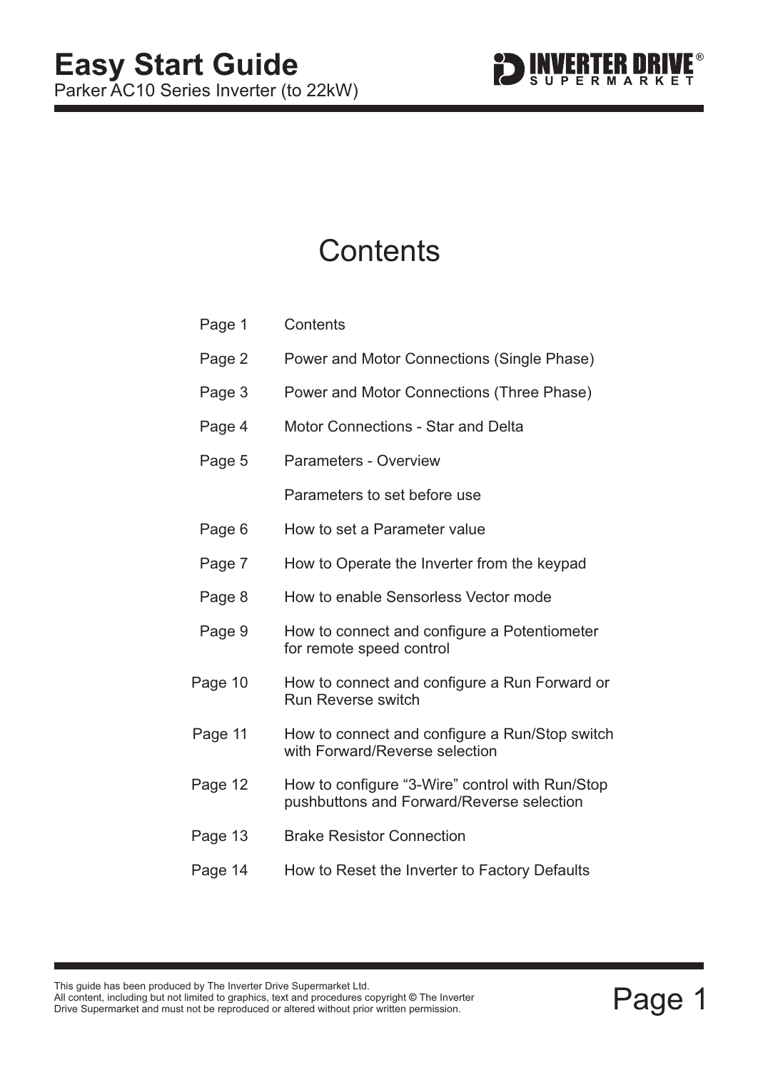# Easy Start Guide

Parker AC10 Series Inverter (to 22kW)

## Contents

| | |
|---|---|
| Page 1 | Contents |
| Page 2 | Power and Motor Connections (Single Phase) |
| Page 3 | Power and Motor Connections (Three Phase) |
| Page 4 | Motor Connections - Star and Delta |
| Page 5 | Parameters - Overview |
| | Parameters to set before use |
| Page 6 | How to set a Parameter value |
| Page 7 | How to Operate the Inverter from the keypad |
| Page 8 | How to enable Sensorless Vector mode |
| Page 9 | How to connect and configure a Potentiometer for remote speed control |
| Page 10 | How to connect and configure a Run Forward or Run Reverse switch |
| Page 11 | How to connect and configure a Run/Stop switch with Forward/Reverse selection |
| Page 12 | How to configure "3-Wire" control with Run/Stop pushbuttons and Forward/Reverse selection |
| Page 13 | Brake Resistor Connection |
| Page 14 | How to Reset the Inverter to Factory Defaults |

This guide has been produced by The Inverter Drive Supermarket Ltd.
All content, including but not limited to graphics, text and procedures copyright © The Inverter Drive Supermarket and must not be reproduced or altered without prior written permission.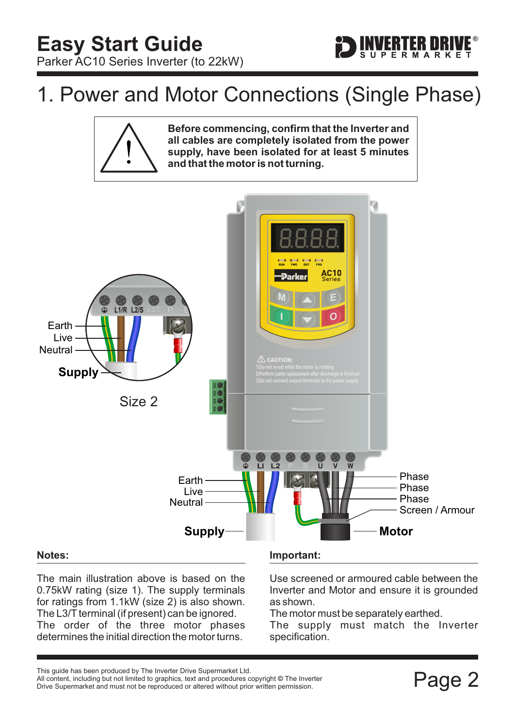# Easy Start Guide

Parker AC10 Series Inverter (to 22kW)

## 1. Power and Motor Connections (Single Phase)

**Before commencing, confirm that the Inverter and all cables are completely isolated from the power supply, have been isolated for at least 5 minutes and that the motor is not turning.**

Earth
Live
Neutral
**Supply**

Size 2

Earth
Live
Neutral
**Supply**

Phase
Phase
Phase
Screen / Armour
**Motor**

**Notes:**

The main illustration above is based on the 0.75kW rating (size 1). The supply terminals for ratings from 1.1kW (size 2) is also shown. The L3/T terminal (if present) can be ignored. The order of the three motor phases determines the initial direction the motor turns.

**Important:**

Use screened or armoured cable between the Inverter and Motor and ensure it is grounded as shown.
The motor must be separately earthed.
The supply must match the Inverter specification.

This guide has been produced by The Inverter Drive Supermarket Ltd.
All content, including but not limited to graphics, text and procedures copyright © The Inverter Drive Supermarket and must not be reproduced or altered without prior written permission.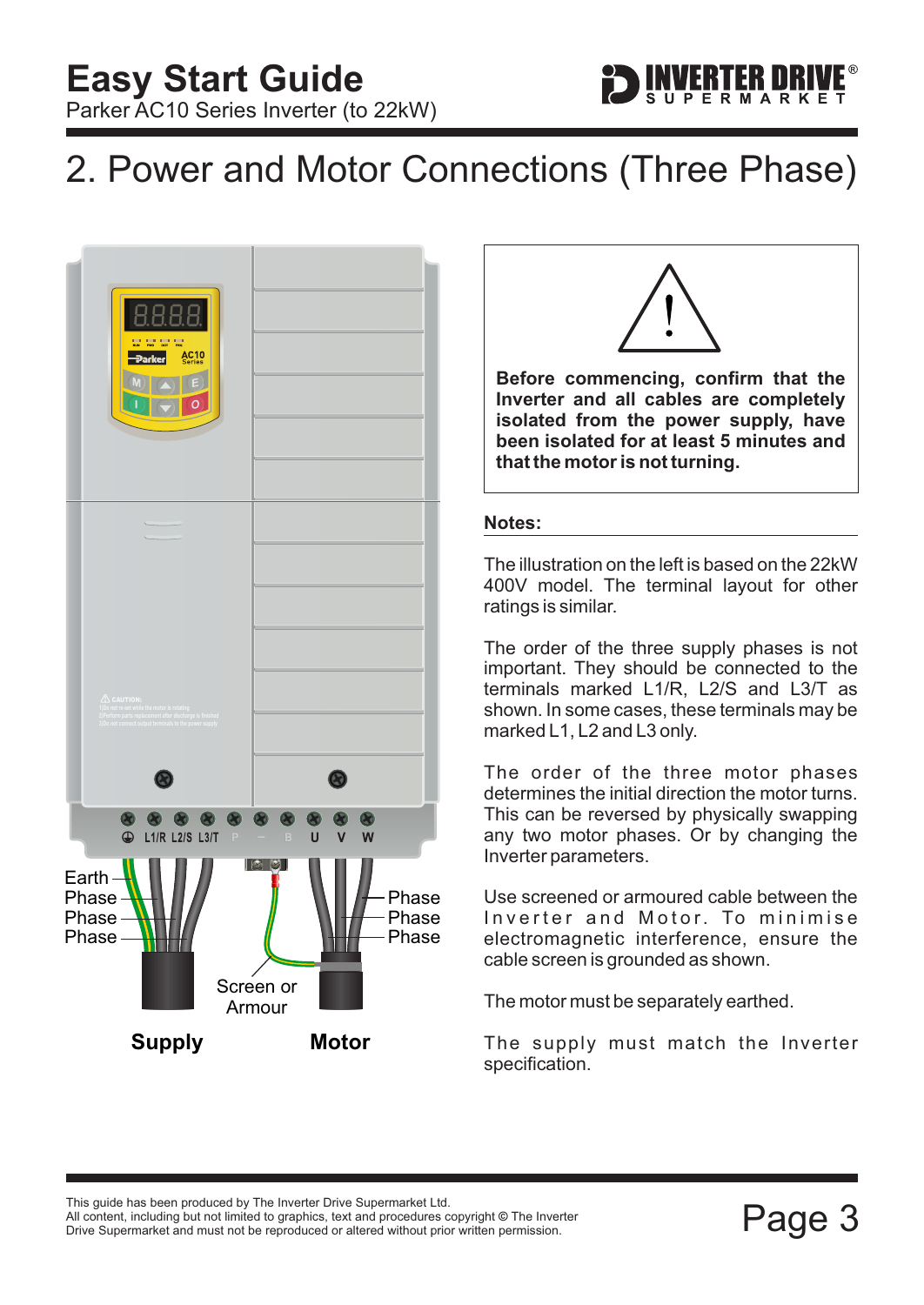## 2. Power and Motor Connections (Three Phase)

Earth
Phase
Phase
Phase

Phase
Phase
Phase

Screen or Armour

**Supply** **Motor**

**Before commencing, confirm that the Inverter and all cables are completely isolated from the power supply, have been isolated for at least 5 minutes and that the motor is not turning.**

**Notes:**

The illustration on the left is based on the 22kW 400V model. The terminal layout for other ratings is similar.

The order of the three supply phases is not important. They should be connected to the terminals marked L1/R, L2/S and L3/T as shown. In some cases, these terminals may be marked L1, L2 and L3 only.

The order of the three motor phases determines the initial direction the motor turns. This can be reversed by physically swapping any two motor phases. Or by changing the Inverter parameters.

Use screened or armoured cable between the Inverter and Motor. To minimise electromagnetic interference, ensure the cable screen is grounded as shown.

The motor must be separately earthed.

The supply must match the Inverter specification.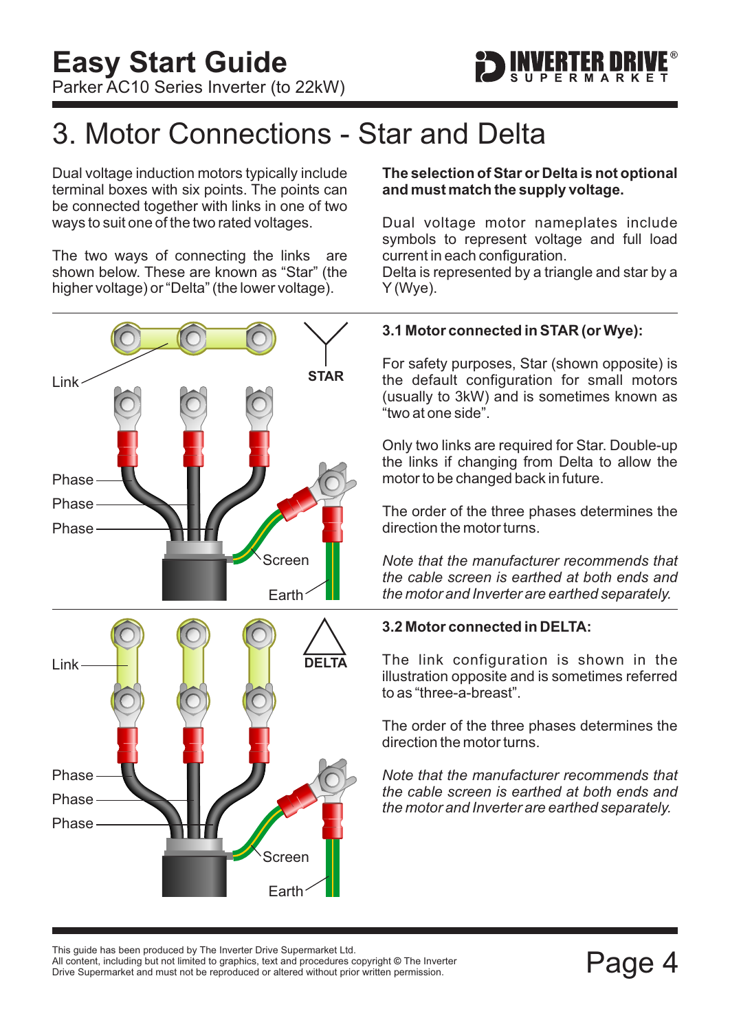# 3. Motor Connections - Star and Delta

Dual voltage induction motors typically include terminal boxes with six points. The points can be connected together with links in one of two ways to suit one of the two rated voltages.

The two ways of connecting the links are shown below. These are known as "Star" (the higher voltage) or "Delta" (the lower voltage).

**The selection of Star or Delta is not optional and must match the supply voltage.**

Dual voltage motor nameplates include symbols to represent voltage and full load current in each configuration.
Delta is represented by a triangle and star by a Y (Wye).

### 3.1 Motor connected in STAR (or Wye):

For safety purposes, Star (shown opposite) is the default configuration for small motors (usually to 3kW) and is sometimes known as "two at one side".

Only two links are required for Star. Double-up the links if changing from Delta to allow the motor to be changed back in future.

The order of the three phases determines the direction the motor turns.

*Note that the manufacturer recommends that the cable screen is earthed at both ends and the motor and Inverter are earthed separately.*

### 3.2 Motor connected in DELTA:

The link configuration is shown in the illustration opposite and is sometimes referred to as "three-a-breast".

The order of the three phases determines the direction the motor turns.

*Note that the manufacturer recommends that the cable screen is earthed at both ends and the motor and Inverter are earthed separately.*

This guide has been produced by The Inverter Drive Supermarket Ltd.
All content, including but not limited to graphics, text and procedures copyright © The Inverter Drive Supermarket and must not be reproduced or altered without prior written permission.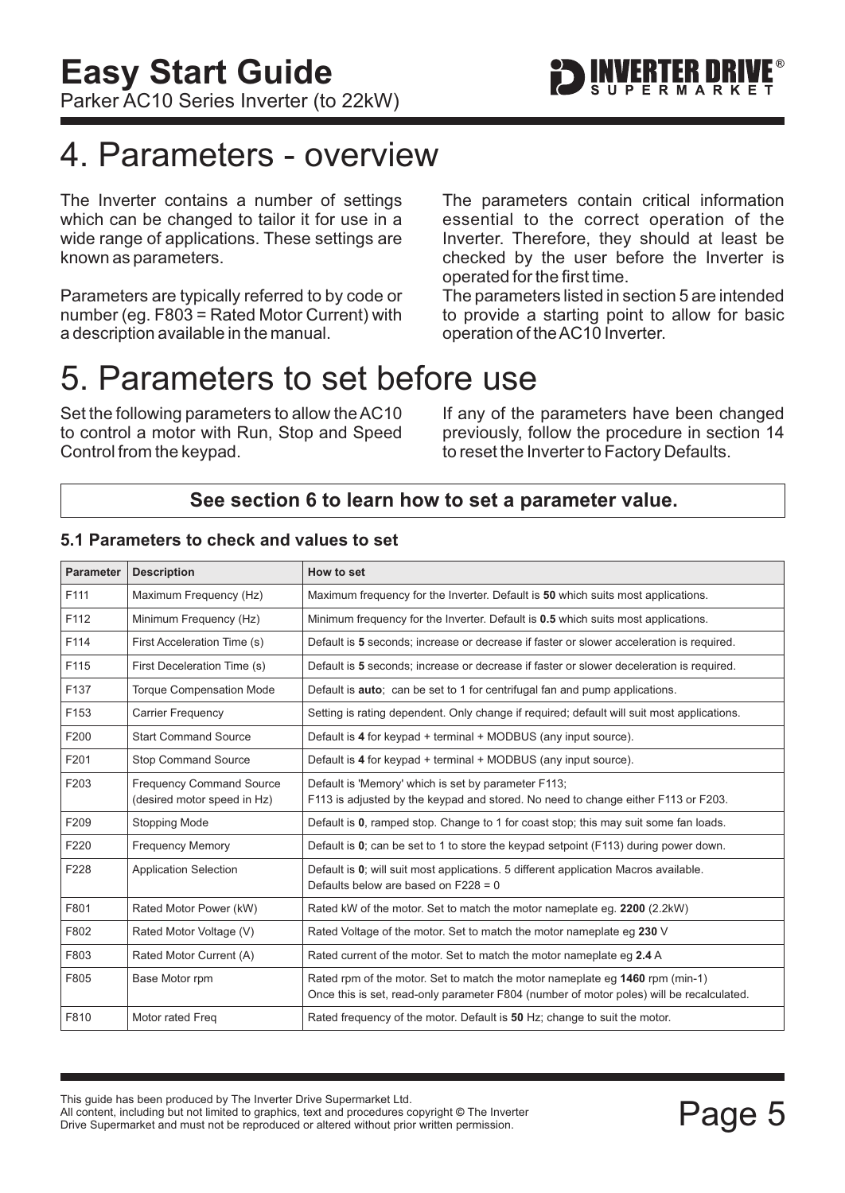# 4. Parameters - overview

The Inverter contains a number of settings which can be changed to tailor it for use in a wide range of applications. These settings are known as parameters.

Parameters are typically referred to by code or number (eg. F803 = Rated Motor Current) with a description available in the manual.

The parameters contain critical information essential to the correct operation of the Inverter. Therefore, they should at least be checked by the user before the Inverter is operated for the first time.

The parameters listed in section 5 are intended to provide a starting point to allow for basic operation of the AC10 Inverter.

# 5. Parameters to set before use

Set the following parameters to allow the AC10 to control a motor with Run, Stop and Speed Control from the keypad.

If any of the parameters have been changed previously, follow the procedure in section 14 to reset the Inverter to Factory Defaults.

**See section 6 to learn how to set a parameter value.**

### 5.1 Parameters to check and values to set

| Parameter | Description | How to set |
|---|---|---|
| F111 | Maximum Frequency (Hz) | Maximum frequency for the Inverter. Default is **50** which suits most applications. |
| F112 | Minimum Frequency (Hz) | Minimum frequency for the Inverter. Default is **0.5** which suits most applications. |
| F114 | First Acceleration Time (s) | Default is **5** seconds; increase or decrease if faster or slower acceleration is required. |
| F115 | First Deceleration Time (s) | Default is **5** seconds; increase or decrease if faster or slower deceleration is required. |
| F137 | Torque Compensation Mode | Default is **auto**; can be set to 1 for centrifugal fan and pump applications. |
| F153 | Carrier Frequency | Setting is rating dependent. Only change if required; default will suit most applications. |
| F200 | Start Command Source | Default is **4** for keypad + terminal + MODBUS (any input source). |
| F201 | Stop Command Source | Default is **4** for keypad + terminal + MODBUS (any input source). |
| F203 | Frequency Command Source (desired motor speed in Hz) | Default is 'Memory' which is set by parameter F113; F113 is adjusted by the keypad and stored. No need to change either F113 or F203. |
| F209 | Stopping Mode | Default is **0**, ramped stop. Change to 1 for coast stop; this may suit some fan loads. |
| F220 | Frequency Memory | Default is **0**; can be set to 1 to store the keypad setpoint (F113) during power down. |
| F228 | Application Selection | Default is **0**; will suit most applications. 5 different application Macros available. Defaults below are based on F228 = 0 |
| F801 | Rated Motor Power (kW) | Rated kW of the motor. Set to match the motor nameplate eg. **2200** (2.2kW) |
| F802 | Rated Motor Voltage (V) | Rated Voltage of the motor. Set to match the motor nameplate eg **230** V |
| F803 | Rated Motor Current (A) | Rated current of the motor. Set to match the motor nameplate eg **2.4** A |
| F805 | Base Motor rpm | Rated rpm of the motor. Set to match the motor nameplate eg **1460** rpm (min-1) Once this is set, read-only parameter F804 (number of motor poles) will be recalculated. |
| F810 | Motor rated Freq | Rated frequency of the motor. Default is **50** Hz; change to suit the motor. |

This guide has been produced by The Inverter Drive Supermarket Ltd.
All content, including but not limited to graphics, text and procedures copyright © The Inverter Drive Supermarket and must not be reproduced or altered without prior written permission.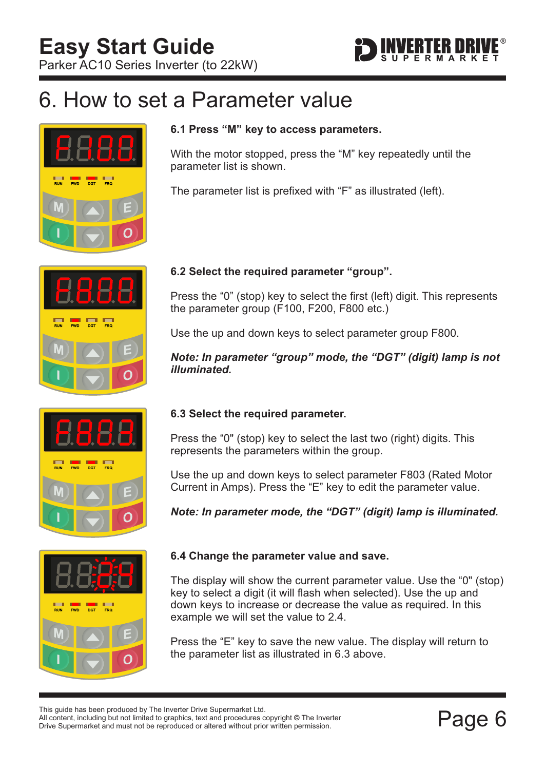# Easy Start Guide

Parker AC10 Series Inverter (to 22kW)

## 6. How to set a Parameter value

### 6.1 Press "M" key to access parameters.

With the motor stopped, press the "M" key repeatedly until the parameter list is shown.

The parameter list is prefixed with "F" as illustrated (left).

### 6.2 Select the required parameter "group".

Press the "0" (stop) key to select the first (left) digit. This represents the parameter group (F100, F200, F800 etc.)

Use the up and down keys to select parameter group F800.

***Note: In parameter "group" mode, the "DGT" (digit) lamp is not illuminated.***

### 6.3 Select the required parameter.

Press the "0" (stop) key to select the last two (right) digits. This represents the parameters within the group.

Use the up and down keys to select parameter F803 (Rated Motor Current in Amps). Press the "E" key to edit the parameter value.

***Note: In parameter mode, the "DGT" (digit) lamp is illuminated.***

### 6.4 Change the parameter value and save.

The display will show the current parameter value. Use the "0" (stop) key to select a digit (it will flash when selected). Use the up and down keys to increase or decrease the value as required. In this example we will set the value to 2.4.

Press the "E" key to save the new value. The display will return to the parameter list as illustrated in 6.3 above.

This guide has been produced by The Inverter Drive Supermarket Ltd.
All content, including but not limited to graphics, text and procedures copyright © The Inverter Drive Supermarket and must not be reproduced or altered without prior written permission.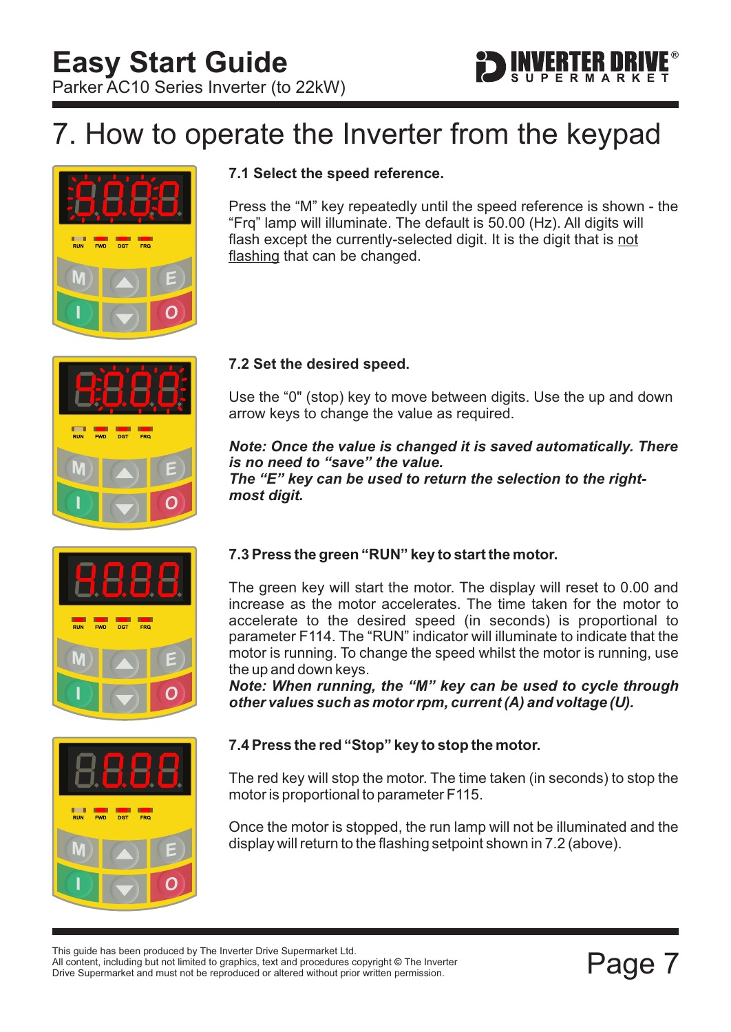# 7. How to operate the Inverter from the keypad

### 7.1 Select the speed reference.

Press the “M” key repeatedly until the speed reference is shown - the “Frq” lamp will illuminate. The default is 50.00 (Hz). All digits will flash except the currently-selected digit. It is the digit that is not flashing that can be changed.

### 7.2 Set the desired speed.

Use the “0" (stop) key to move between digits. Use the up and down arrow keys to change the value as required.

***Note: Once the value is changed it is saved automatically. There is no need to “save” the value.***
***The “E” key can be used to return the selection to the right-most digit.***

### 7.3 Press the green “RUN” key to start the motor.

The green key will start the motor. The display will reset to 0.00 and increase as the motor accelerates. The time taken for the motor to accelerate to the desired speed (in seconds) is proportional to parameter F114. The “RUN” indicator will illuminate to indicate that the motor is running. To change the speed whilst the motor is running, use the up and down keys.
***Note: When running, the “M” key can be used to cycle through other values such as motor rpm, current (A) and voltage (U).***

### 7.4 Press the red “Stop” key to stop the motor.

The red key will stop the motor. The time taken (in seconds) to stop the motor is proportional to parameter F115.

Once the motor is stopped, the run lamp will not be illuminated and the display will return to the flashing setpoint shown in 7.2 (above).

This guide has been produced by The Inverter Drive Supermarket Ltd.
All content, including but not limited to graphics, text and procedures copyright © The Inverter Drive Supermarket and must not be reproduced or altered without prior written permission.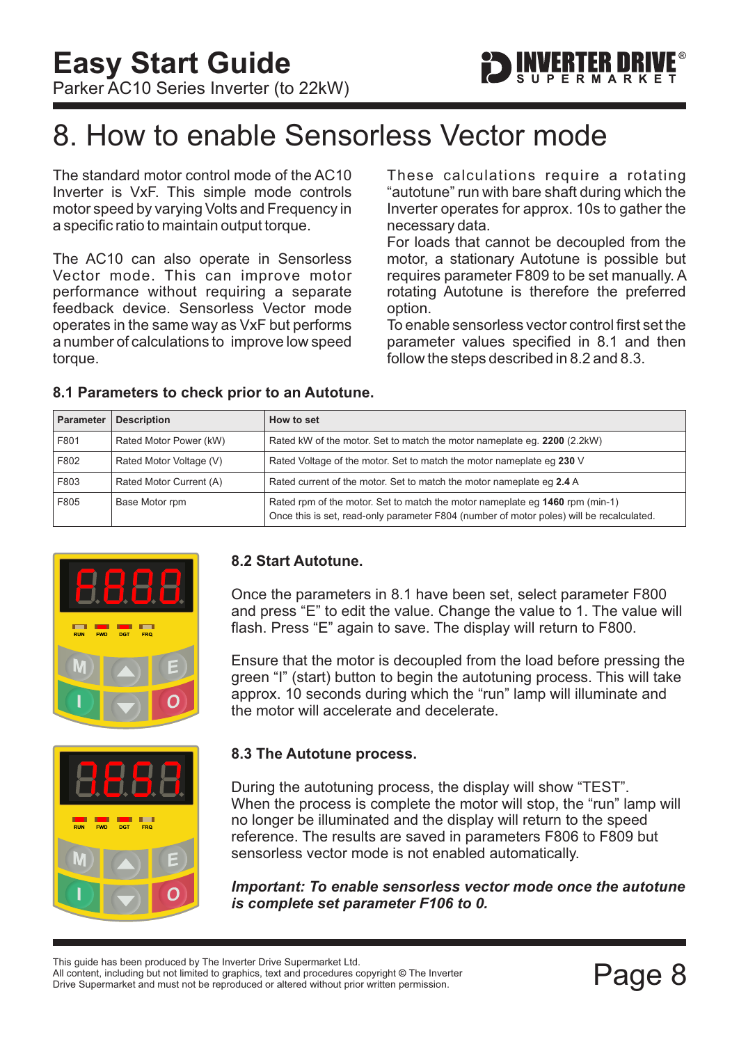# 8. How to enable Sensorless Vector mode

The standard motor control mode of the AC10 Inverter is VxF. This simple mode controls motor speed by varying Volts and Frequency in a specific ratio to maintain output torque.

The AC10 can also operate in Sensorless Vector mode. This can improve motor performance without requiring a separate feedback device. Sensorless Vector mode operates in the same way as VxF but performs a number of calculations to improve low speed torque.

These calculations require a rotating "autotune" run with bare shaft during which the Inverter operates for approx. 10s to gather the necessary data.

For loads that cannot be decoupled from the motor, a stationary Autotune is possible but requires parameter F809 to be set manually. A rotating Autotune is therefore the preferred option.

To enable sensorless vector control first set the parameter values specified in 8.1 and then follow the steps described in 8.2 and 8.3.

### 8.1 Parameters to check prior to an Autotune.

| Parameter | Description | How to set |
|---|---|---|
| F801 | Rated Motor Power (kW) | Rated kW of the motor. Set to match the motor nameplate eg. **2200** (2.2kW) |
| F802 | Rated Motor Voltage (V) | Rated Voltage of the motor. Set to match the motor nameplate eg **230** V |
| F803 | Rated Motor Current (A) | Rated current of the motor. Set to match the motor nameplate eg **2.4** A |
| F805 | Base Motor rpm | Rated rpm of the motor. Set to match the motor nameplate eg **1460** rpm (min-1)<br>Once this is set, read-only parameter F804 (number of motor poles) will be recalculated. |

### 8.2 Start Autotune.

Once the parameters in 8.1 have been set, select parameter F800 and press "E" to edit the value. Change the value to 1. The value will flash. Press "E" again to save. The display will return to F800.

Ensure that the motor is decoupled from the load before pressing the green "I" (start) button to begin the autotuning process. This will take approx. 10 seconds during which the "run" lamp will illuminate and the motor will accelerate and decelerate.

### 8.3 The Autotune process.

During the autotuning process, the display will show "TEST". When the process is complete the motor will stop, the "run" lamp will no longer be illuminated and the display will return to the speed reference. The results are saved in parameters F806 to F809 but sensorless vector mode is not enabled automatically.

***Important: To enable sensorless vector mode once the autotune is complete set parameter F106 to 0.***

This guide has been produced by The Inverter Drive Supermarket Ltd.
All content, including but not limited to graphics, text and procedures copyright © The Inverter Drive Supermarket and must not be reproduced or altered without prior written permission.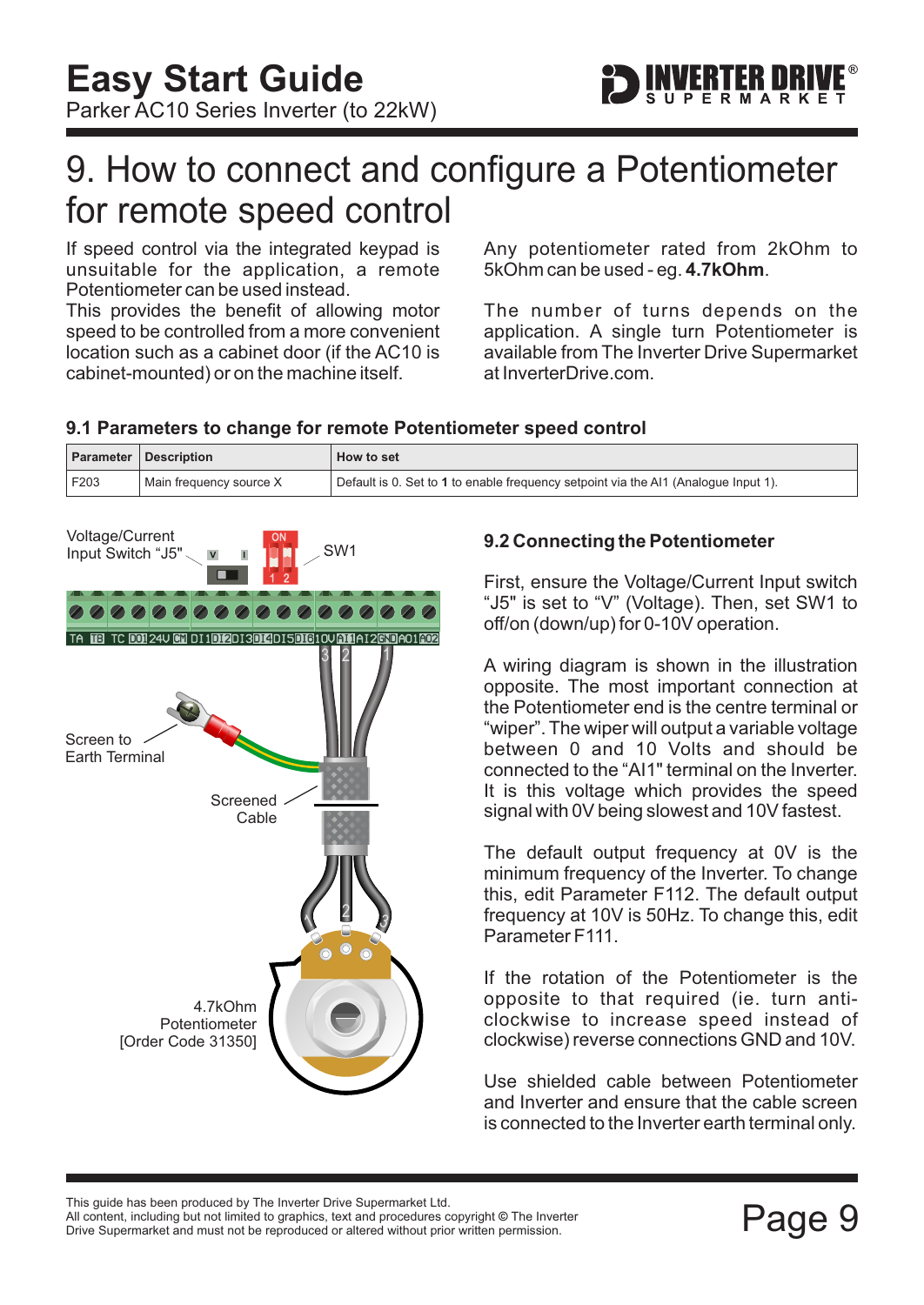# 9. How to connect and configure a Potentiometer for remote speed control

If speed control via the integrated keypad is unsuitable for the application, a remote Potentiometer can be used instead.
This provides the benefit of allowing motor speed to be controlled from a more convenient location such as a cabinet door (if the AC10 is cabinet-mounted) or on the machine itself.

Any potentiometer rated from 2kOhm to 5kOhm can be used - eg. **4.7kOhm**.

The number of turns depends on the application. A single turn Potentiometer is available from The Inverter Drive Supermarket at InverterDrive.com.

### 9.1 Parameters to change for remote Potentiometer speed control

| Parameter | Description | How to set |
|---|---|---|
| F203 | Main frequency source X | Default is 0. Set to **1** to enable frequency setpoint via the AI1 (Analogue Input 1). |

Voltage/Current Input Switch "J5"

SW1

TA TB TC DO1 24V CM DI1 DI2 DI3 DI4 DI5 DI6 10V AI1 AI2 GND AO1 AO2

Screen to Earth Terminal

Screened Cable

4.7kOhm Potentiometer [Order Code 31350]

### 9.2 Connecting the Potentiometer

First, ensure the Voltage/Current Input switch "J5" is set to "V" (Voltage). Then, set SW1 to off/on (down/up) for 0-10V operation.

A wiring diagram is shown in the illustration opposite. The most important connection at the Potentiometer end is the centre terminal or "wiper". The wiper will output a variable voltage between 0 and 10 Volts and should be connected to the "AI1" terminal on the Inverter. It is this voltage which provides the speed signal with 0V being slowest and 10V fastest.

The default output frequency at 0V is the minimum frequency of the Inverter. To change this, edit Parameter F112. The default output frequency at 10V is 50Hz. To change this, edit Parameter F111.

If the rotation of the Potentiometer is the opposite to that required (ie. turn anti-clockwise to increase speed instead of clockwise) reverse connections GND and 10V.

Use shielded cable between Potentiometer and Inverter and ensure that the cable screen is connected to the Inverter earth terminal only.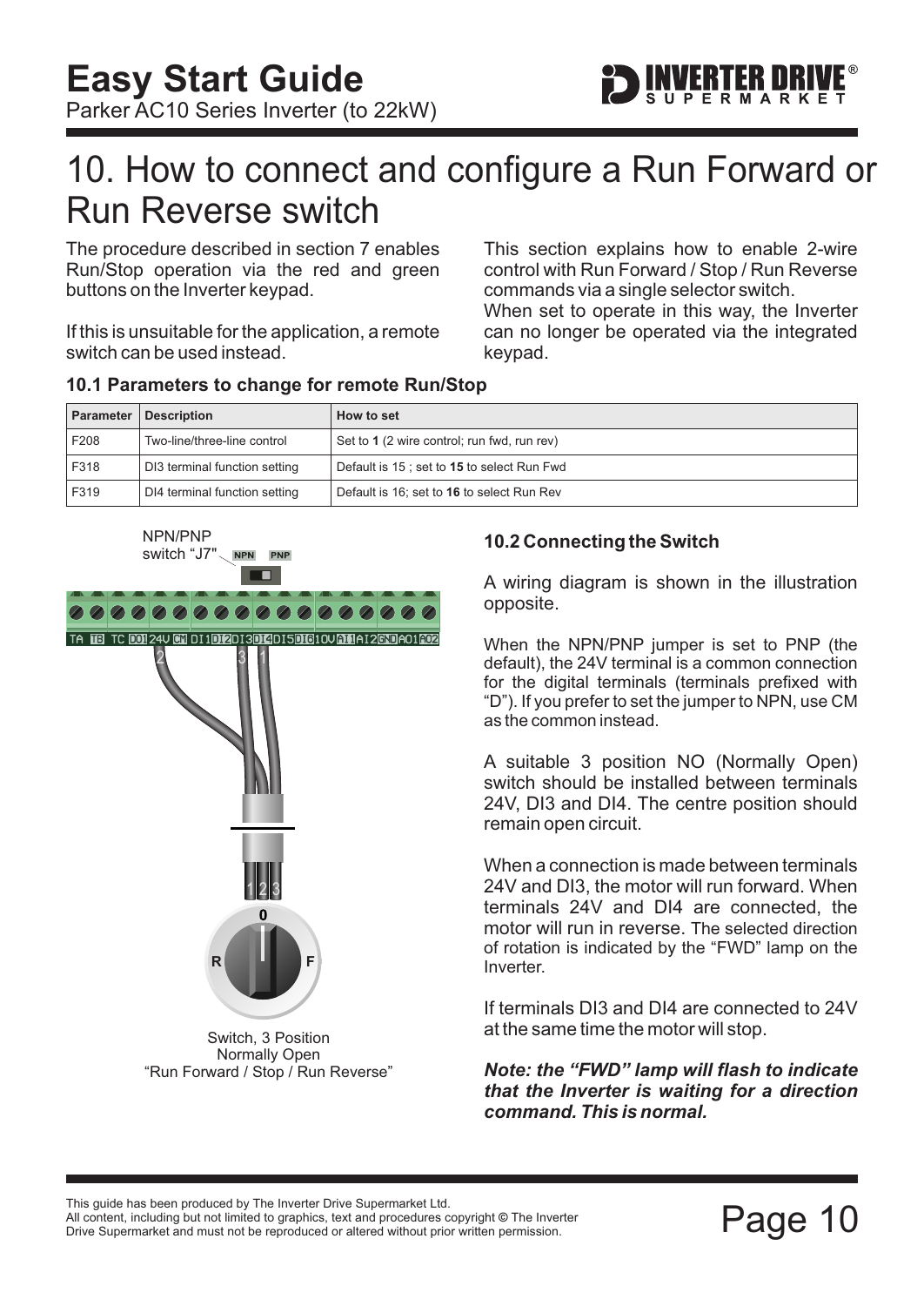# 10. How to connect and configure a Run Forward or Run Reverse switch

The procedure described in section 7 enables Run/Stop operation via the red and green buttons on the Inverter keypad.

If this is unsuitable for the application, a remote switch can be used instead.

This section explains how to enable 2-wire control with Run Forward / Stop / Run Reverse commands via a single selector switch.
When set to operate in this way, the Inverter can no longer be operated via the integrated keypad.

### 10.1 Parameters to change for remote Run/Stop

| Parameter | Description | How to set |
|---|---|---|
| F208 | Two-line/three-line control | Set to **1** (2 wire control; run fwd, run rev) |
| F318 | DI3 terminal function setting | Default is 15 ; set to **15** to select Run Fwd |
| F319 | DI4 terminal function setting | Default is 16; set to **16** to select Run Rev |

NPN/PNP switch "J7" NPN PNP

TA TB TC DO1 24V CM DI1 DI2 DI3 DI4 DI5 DI6 10V AI1 AI2 GND AO1 AO2

Switch, 3 Position
Normally Open
"Run Forward / Stop / Run Reverse"

### 10.2 Connecting the Switch

A wiring diagram is shown in the illustration opposite.

When the NPN/PNP jumper is set to PNP (the default), the 24V terminal is a common connection for the digital terminals (terminals prefixed with "D"). If you prefer to set the jumper to NPN, use CM as the common instead.

A suitable 3 position NO (Normally Open) switch should be installed between terminals 24V, DI3 and DI4. The centre position should remain open circuit.

When a connection is made between terminals 24V and DI3, the motor will run forward. When terminals 24V and DI4 are connected, the motor will run in reverse. The selected direction of rotation is indicated by the "FWD" lamp on the Inverter.

If terminals DI3 and DI4 are connected to 24V at the same time the motor will stop.

***Note: the "FWD" lamp will flash to indicate that the Inverter is waiting for a direction command. This is normal.***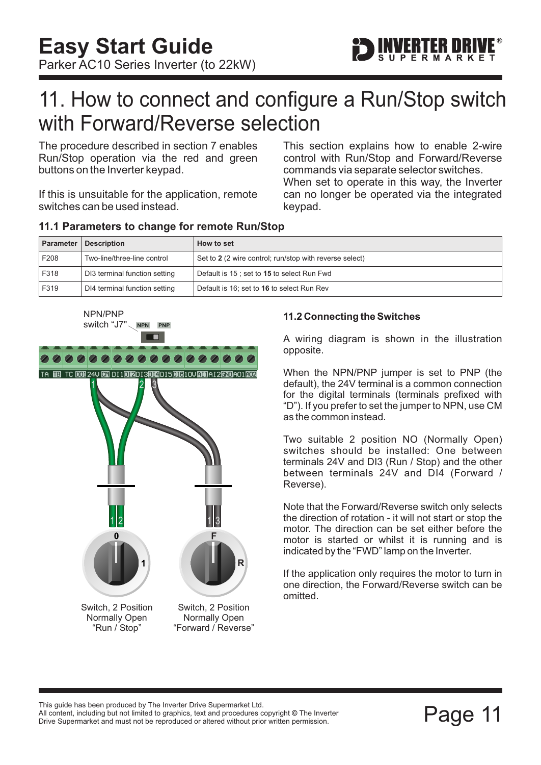# 11. How to connect and configure a Run/Stop switch with Forward/Reverse selection

The procedure described in section 7 enables Run/Stop operation via the red and green buttons on the Inverter keypad.

If this is unsuitable for the application, remote switches can be used instead.

This section explains how to enable 2-wire control with Run/Stop and Forward/Reverse commands via separate selector switches. When set to operate in this way, the Inverter can no longer be operated via the integrated keypad.

### 11.1 Parameters to change for remote Run/Stop

| Parameter | Description | How to set |
| --- | --- | --- |
| F208 | Two-line/three-line control | Set to **2** (2 wire control; run/stop with reverse select) |
| F318 | DI3 terminal function setting | Default is 15 ; set to **15** to select Run Fwd |
| F319 | DI4 terminal function setting | Default is 16; set to **16** to select Run Rev |

NPN/PNP switch "J7"  NPN  PNP

TA TB TC DO1 24V CM DI1 DI2 DI3 DI4 DI5 DI6 10V AI1 AI2 GND AO1 AO2

Switch, 2 Position Normally Open "Run / Stop"

Switch, 2 Position Normally Open "Forward / Reverse"

### 11.2 Connecting the Switches

A wiring diagram is shown in the illustration opposite.

When the NPN/PNP jumper is set to PNP (the default), the 24V terminal is a common connection for the digital terminals (terminals prefixed with "D"). If you prefer to set the jumper to NPN, use CM as the common instead.

Two suitable 2 position NO (Normally Open) switches should be installed: One between terminals 24V and DI3 (Run / Stop) and the other between terminals 24V and DI4 (Forward / Reverse).

Note that the Forward/Reverse switch only selects the direction of rotation - it will not start or stop the motor. The direction can be set either before the motor is started or whilst it is running and is indicated by the "FWD" lamp on the Inverter.

If the application only requires the motor to turn in one direction, the Forward/Reverse switch can be omitted.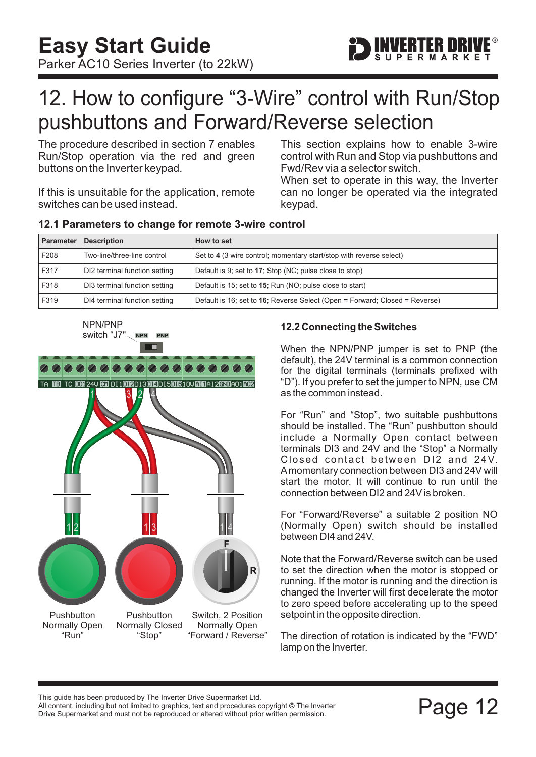# 12. How to configure "3-Wire" control with Run/Stop pushbuttons and Forward/Reverse selection

The procedure described in section 7 enables Run/Stop operation via the red and green buttons on the Inverter keypad.

If this is unsuitable for the application, remote switches can be used instead.

This section explains how to enable 3-wire control with Run and Stop via pushbuttons and Fwd/Rev via a selector switch.
When set to operate in this way, the Inverter can no longer be operated via the integrated keypad.

## 12.1 Parameters to change for remote 3-wire control

| Parameter | Description | How to set |
|---|---|---|
| F208 | Two-line/three-line control | Set to **4** (3 wire control; momentary start/stop with reverse select) |
| F317 | DI2 terminal function setting | Default is 9; set to **17**; Stop (NC; pulse close to stop) |
| F318 | DI3 terminal function setting | Default is 15; set to **15**; Run (NO; pulse close to start) |
| F319 | DI4 terminal function setting | Default is 16; set to **16**; Reverse Select (Open = Forward; Closed = Reverse) |

NPN/PNP switch "J7" NPN PNP

TA TB TC DO1 24V CM DI1 DI2 DI3 DI4 DI5 DI6 10V AI1 AI2 GND AO1 AO2

Pushbutton Normally Open "Run"

Pushbutton Normally Closed "Stop"

Switch, 2 Position Normally Open "Forward / Reverse"

## 12.2 Connecting the Switches

When the NPN/PNP jumper is set to PNP (the default), the 24V terminal is a common connection for the digital terminals (terminals prefixed with "D"). If you prefer to set the jumper to NPN, use CM as the common instead.

For "Run" and "Stop", two suitable pushbuttons should be installed. The "Run" pushbutton should include a Normally Open contact between terminals DI3 and 24V and the "Stop" a Normally Closed contact between DI2 and 24V. A momentary connection between DI3 and 24V will start the motor. It will continue to run until the connection between DI2 and 24V is broken.

For "Forward/Reverse" a suitable 2 position NO (Normally Open) switch should be installed between DI4 and 24V.

Note that the Forward/Reverse switch can be used to set the direction when the motor is stopped or running. If the motor is running and the direction is changed the Inverter will first decelerate the motor to zero speed before accelerating up to the speed setpoint in the opposite direction.

The direction of rotation is indicated by the "FWD" lamp on the Inverter.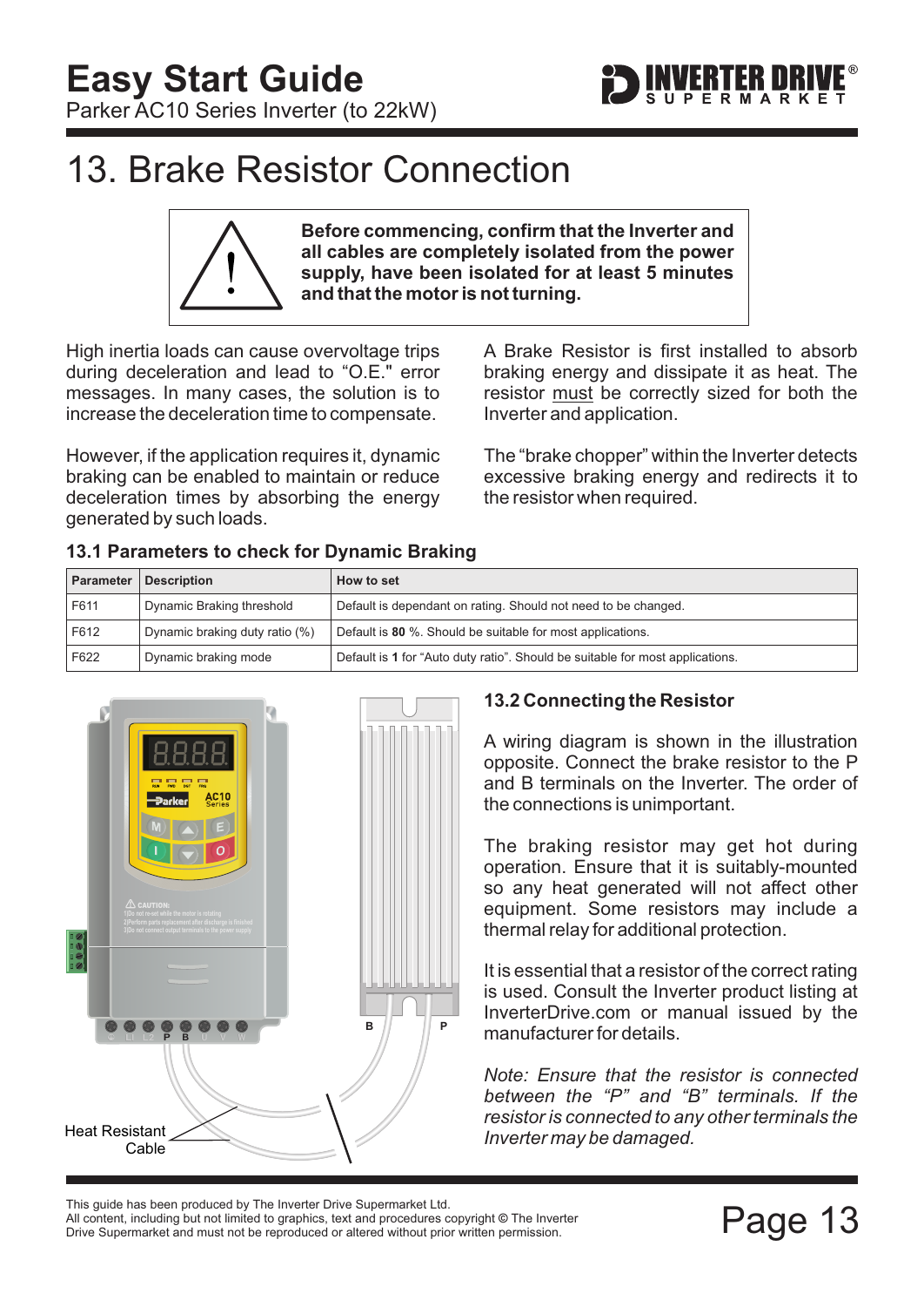# 13. Brake Resistor Connection

**Before commencing, confirm that the Inverter and all cables are completely isolated from the power supply, have been isolated for at least 5 minutes and that the motor is not turning.**

High inertia loads can cause overvoltage trips during deceleration and lead to “O.E." error messages. In many cases, the solution is to increase the deceleration time to compensate.

However, if the application requires it, dynamic braking can be enabled to maintain or reduce deceleration times by absorbing the energy generated by such loads.

A Brake Resistor is first installed to absorb braking energy and dissipate it as heat. The resistor must be correctly sized for both the Inverter and application.

The “brake chopper” within the Inverter detects excessive braking energy and redirects it to the resistor when required.

## 13.1 Parameters to check for Dynamic Braking

| Parameter | Description | How to set |
|---|---|---|
| F611 | Dynamic Braking threshold | Default is dependant on rating. Should not need to be changed. |
| F612 | Dynamic braking duty ratio (%) | Default is **80** %. Should be suitable for most applications. |
| F622 | Dynamic braking mode | Default is **1** for “Auto duty ratio”. Should be suitable for most applications. |

Heat Resistant Cable

## 13.2 Connecting the Resistor

A wiring diagram is shown in the illustration opposite. Connect the brake resistor to the P and B terminals on the Inverter. The order of the connections is unimportant.

The braking resistor may get hot during operation. Ensure that it is suitably-mounted so any heat generated will not affect other equipment. Some resistors may include a thermal relay for additional protection.

It is essential that a resistor of the correct rating is used. Consult the Inverter product listing at InverterDrive.com or manual issued by the manufacturer for details.

*Note: Ensure that the resistor is connected between the “P” and “B” terminals. If the resistor is connected to any other terminals the Inverter may be damaged.*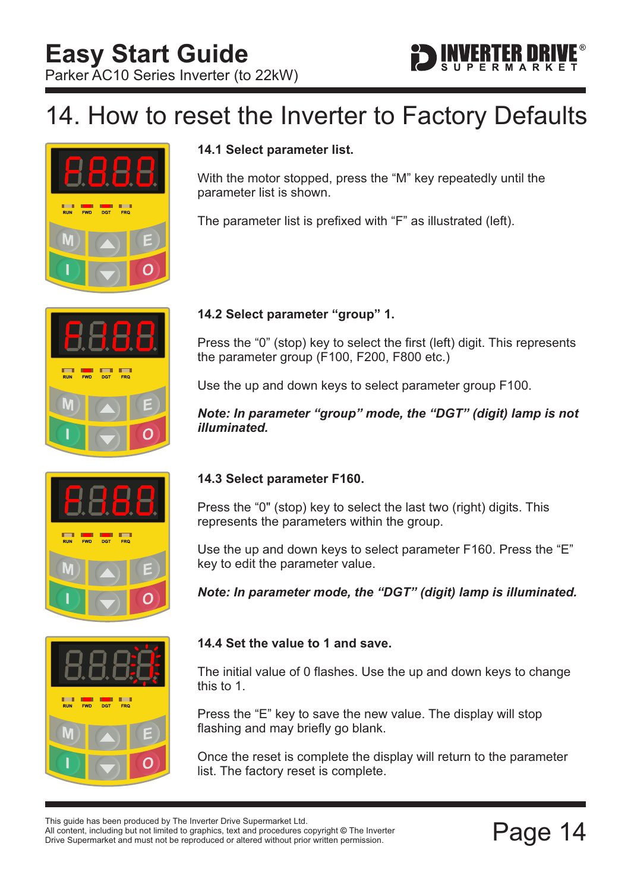# 14. How to reset the Inverter to Factory Defaults

### 14.1 Select parameter list.

With the motor stopped, press the "M" key repeatedly until the parameter list is shown.

The parameter list is prefixed with "F" as illustrated (left).

### 14.2 Select parameter "group" 1.

Press the "0" (stop) key to select the first (left) digit. This represents the parameter group (F100, F200, F800 etc.)

Use the up and down keys to select parameter group F100.

***Note: In parameter "group" mode, the "DGT" (digit) lamp is not illuminated.***

### 14.3 Select parameter F160.

Press the "0" (stop) key to select the last two (right) digits. This represents the parameters within the group.

Use the up and down keys to select parameter F160. Press the "E" key to edit the parameter value.

***Note: In parameter mode, the "DGT" (digit) lamp is illuminated.***

### 14.4 Set the value to 1 and save.

The initial value of 0 flashes. Use the up and down keys to change this to 1.

Press the "E" key to save the new value. The display will stop flashing and may briefly go blank.

Once the reset is complete the display will return to the parameter list. The factory reset is complete.

This guide has been produced by The Inverter Drive Supermarket Ltd.
All content, including but not limited to graphics, text and procedures copyright © The Inverter Drive Supermarket and must not be reproduced or altered without prior written permission.